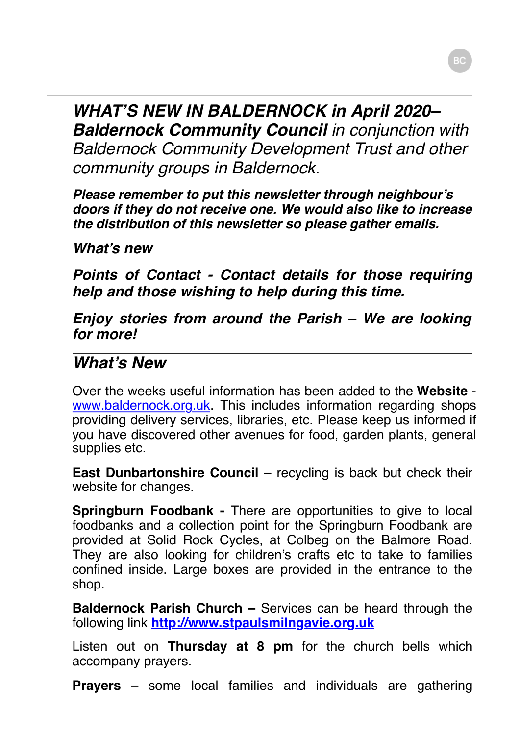# *WHAT'S NEW IN BALDERNOCK in April 2020– Baldernock Community Council in conjunction with Baldernock Community Development Trust and other community groups in Baldernock.*

***Please remember to put this newsletter through neighbour's doors if they do not receive one. We would also like to increase the distribution of this newsletter so please gather emails.***

***What's new***

***Points of Contact - Contact details for those requiring help and those wishing to help during this time.***

***Enjoy stories from around the Parish – We are looking for more!***

## *What's New*

Over the weeks useful information has been added to the **Website** - www.baldernock.org.uk. This includes information regarding shops providing delivery services, libraries, etc. Please keep us informed if you have discovered other avenues for food, garden plants, general supplies etc.

**East Dunbartonshire Council –** recycling is back but check their website for changes.

**Springburn Foodbank -** There are opportunities to give to local foodbanks and a collection point for the Springburn Foodbank are provided at Solid Rock Cycles, at Colbeg on the Balmore Road. They are also looking for children's crafts etc to take to families confined inside. Large boxes are provided in the entrance to the shop.

**Baldernock Parish Church –** Services can be heard through the following link **http://www.stpaulsmilngavie.org.uk**

Listen out on **Thursday at 8 pm** for the church bells which accompany prayers.

**Prayers –** some local families and individuals are gathering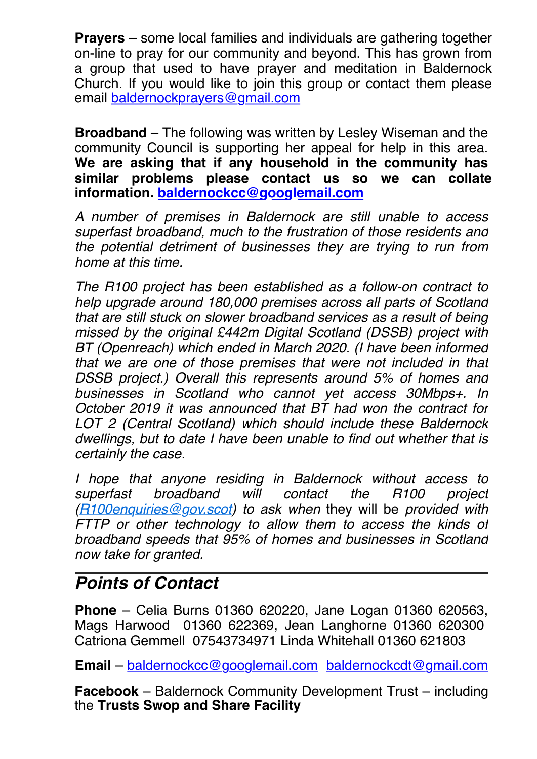**Prayers –** some local families and individuals are gathering together on-line to pray for our community and beyond. This has grown from a group that used to have prayer and meditation in Baldernock Church. If you would like to join this group or contact them please email baldernockprayers@gmail.com

**Broadband –** The following was written by Lesley Wiseman and the community Council is supporting her appeal for help in this area. **We are asking that if any household in the community has similar problems please contact us so we can collate information. baldernockcc@googlemail.com**

*A number of premises in Baldernock are still unable to access superfast broadband, much to the frustration of those residents and the potential detriment of businesses they are trying to run from home at this time.*

*The R100 project has been established as a follow-on contract to help upgrade around 180,000 premises across all parts of Scotland that are still stuck on slower broadband services as a result of being missed by the original £442m Digital Scotland (DSSB) project with BT (Openreach) which ended in March 2020. (I have been informed that we are one of those premises that were not included in that DSSB project.) Overall this represents around 5% of homes and businesses in Scotland who cannot yet access 30Mbps+. In October 2019 it was announced that BT had won the contract for LOT 2 (Central Scotland) which should include these Baldernock dwellings, but to date I have been unable to find out whether that is certainly the case.*

*I hope that anyone residing in Baldernock without access to superfast broadband will contact the R100 project (R100enquiries@gov.scot) to ask when* they will be *provided with FTTP or other technology to allow them to access the kinds of broadband speeds that 95% of homes and businesses in Scotland now take for granted.*

---

## *Points of Contact*

**Phone** – Celia Burns 01360 620220, Jane Logan 01360 620563, Mags Harwood 01360 622369, Jean Langhorne 01360 620300 Catriona Gemmell 07543734971 Linda Whitehall 01360 621803

**Email** – baldernockcc@googlemail.com baldernockcdt@gmail.com

**Facebook** – Baldernock Community Development Trust – including the **Trusts Swop and Share Facility**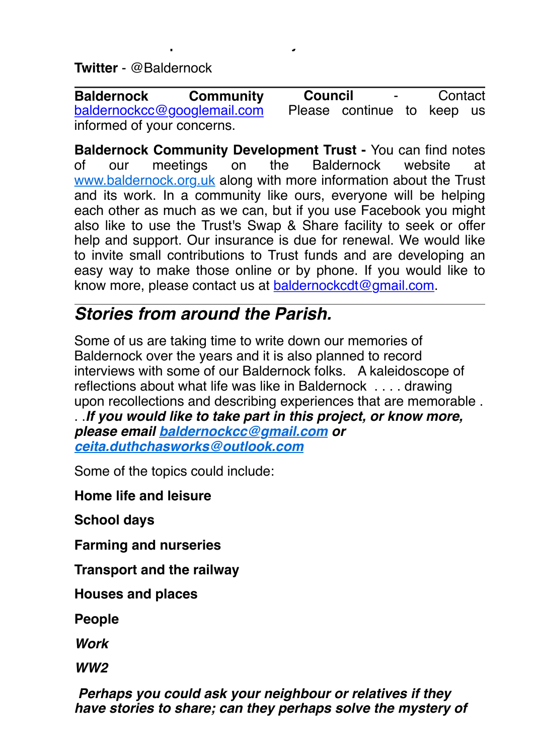**Twitter** - @Baldernock

---

**Baldernock Community Council** - Contact baldernockcc@googlemail.com Please continue to keep us informed of your concerns.

**Baldernock Community Development Trust -** You can find notes of our meetings on the Baldernock website at www.baldernock.org.uk along with more information about the Trust and its work. In a community like ours, everyone will be helping each other as much as we can, but if you use Facebook you might also like to use the Trust's Swap & Share facility to seek or offer help and support. Our insurance is due for renewal. We would like to invite small contributions to Trust funds and are developing an easy way to make those online or by phone. If you would like to know more, please contact us at baldernockcdt@gmail.com.

---

## *Stories from around the Parish.*

Some of us are taking time to write down our memories of Baldernock over the years and it is also planned to record interviews with some of our Baldernock folks. A kaleidoscope of reflections about what life was like in Baldernock . . . . drawing upon recollections and describing experiences that are memorable . . .***If you would like to take part in this project, or know more, please email baldernockcc@gmail.com or ceita.duthchasworks@outlook.com***

Some of the topics could include:

**Home life and leisure**

**School days**

**Farming and nurseries**

**Transport and the railway**

**Houses and places**

**People**

***Work***

***WW2***

***Perhaps you could ask your neighbour or relatives if they have stories to share; can they perhaps solve the mystery of***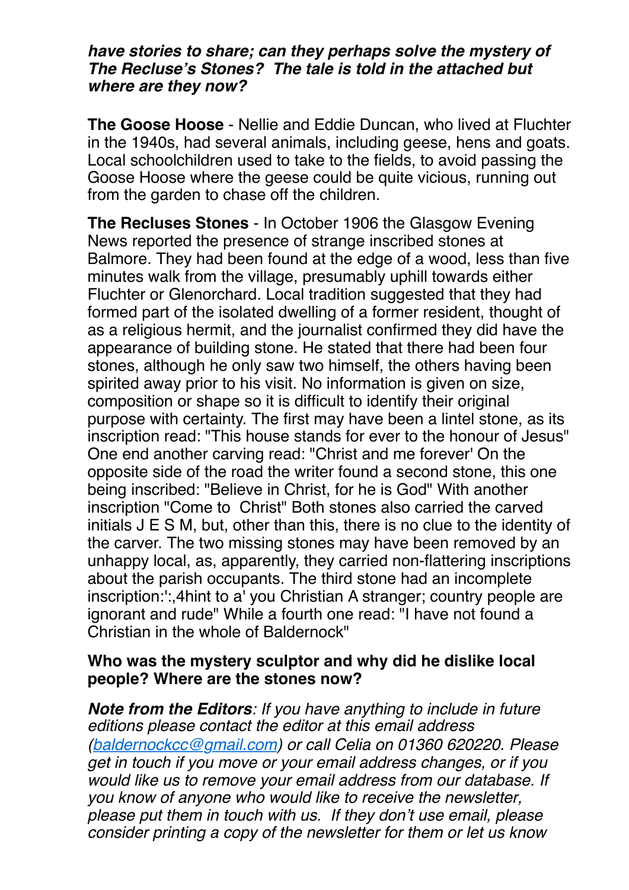***have stories to share; can they perhaps solve the mystery of The Recluse's Stones? The tale is told in the attached but where are they now?***

**The Goose Hoose** - Nellie and Eddie Duncan, who lived at Fluchter in the 1940s, had several animals, including geese, hens and goats. Local schoolchildren used to take to the fields, to avoid passing the Goose Hoose where the geese could be quite vicious, running out from the garden to chase off the children.

**The Recluses Stones** - In October 1906 the Glasgow Evening News reported the presence of strange inscribed stones at Balmore. They had been found at the edge of a wood, less than five minutes walk from the village, presumably uphill towards either Fluchter or Glenorchard. Local tradition suggested that they had formed part of the isolated dwelling of a former resident, thought of as a religious hermit, and the journalist confirmed they did have the appearance of building stone. He stated that there had been four stones, although he only saw two himself, the others having been spirited away prior to his visit. No information is given on size, composition or shape so it is difficult to identify their original purpose with certainty. The first may have been a lintel stone, as its inscription read: "This house stands for ever to the honour of Jesus" One end another carving read: "Christ and me forever' On the opposite side of the road the writer found a second stone, this one being inscribed: "Believe in Christ, for he is God" With another inscription "Come to  Christ" Both stones also carried the carved initials J E S M, but, other than this, there is no clue to the identity of the carver. The two missing stones may have been removed by an unhappy local, as, apparently, they carried non-flattering inscriptions about the parish occupants. The third stone had an incomplete inscription:':,4hint to a' you Christian A stranger; country people are ignorant and rude" While a fourth one read: "I have not found a Christian in the whole of Baldernock"

**Who was the mystery sculptor and why did he dislike local people? Where are the stones now?**

***Note from the Editors****: If you have anything to include in future editions please contact the editor at this email address ([baldernockcc@gmail.com](mailto:baldernockcc@gmail.com)) or call Celia on 01360 620220. Please get in touch if you move or your email address changes, or if you would like us to remove your email address from our database. If you know of anyone who would like to receive the newsletter, please put them in touch with us.  If they don't use email, please consider printing a copy of the newsletter for them or let us know*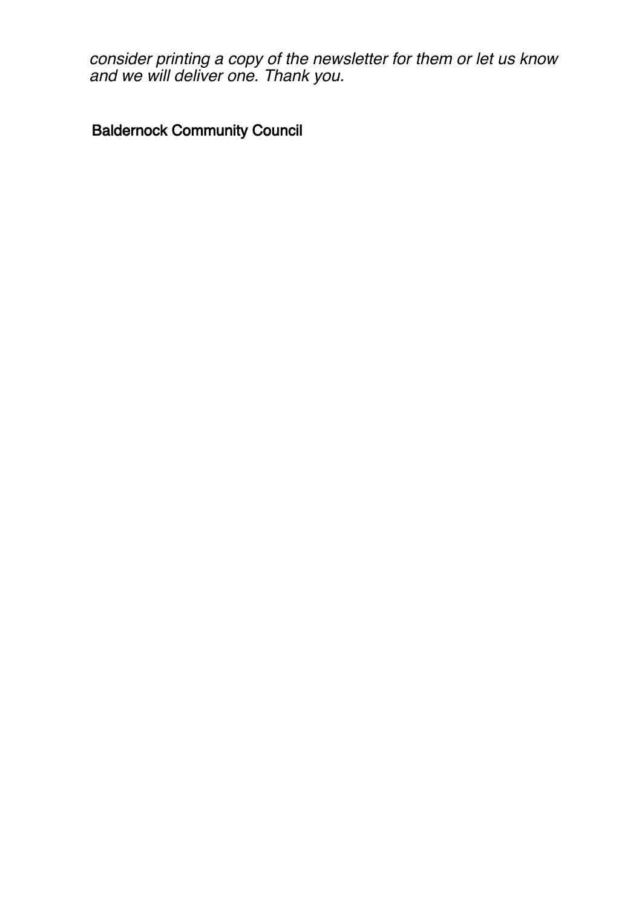*consider printing a copy of the newsletter for them or let us know and we will deliver one. Thank you.*

Baldernock Community Council